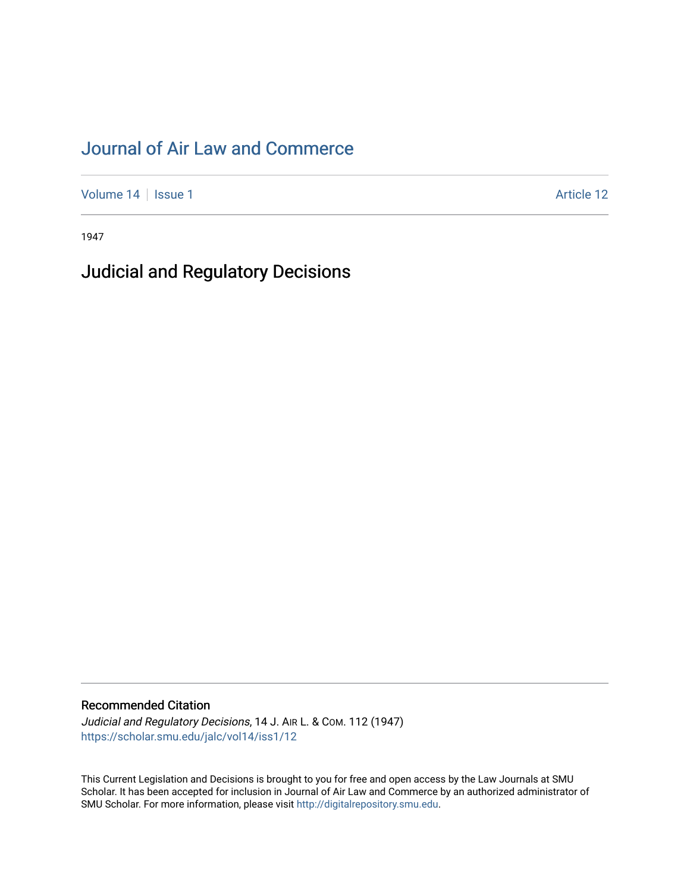# Journal of Air Law and Commerce

Volume 14 | Issue 1 | Article 12

1947

## Judicial and Regulatory Decisions

### Recommended Citation

*Judicial and Regulatory Decisions*, 14 J. AIR L. & COM. 112 (1947)
https://scholar.smu.edu/jalc/vol14/iss1/12

This Current Legislation and Decisions is brought to you for free and open access by the Law Journals at SMU Scholar. It has been accepted for inclusion in Journal of Air Law and Commerce by an authorized administrator of SMU Scholar. For more information, please visit http://digitalrepository.smu.edu.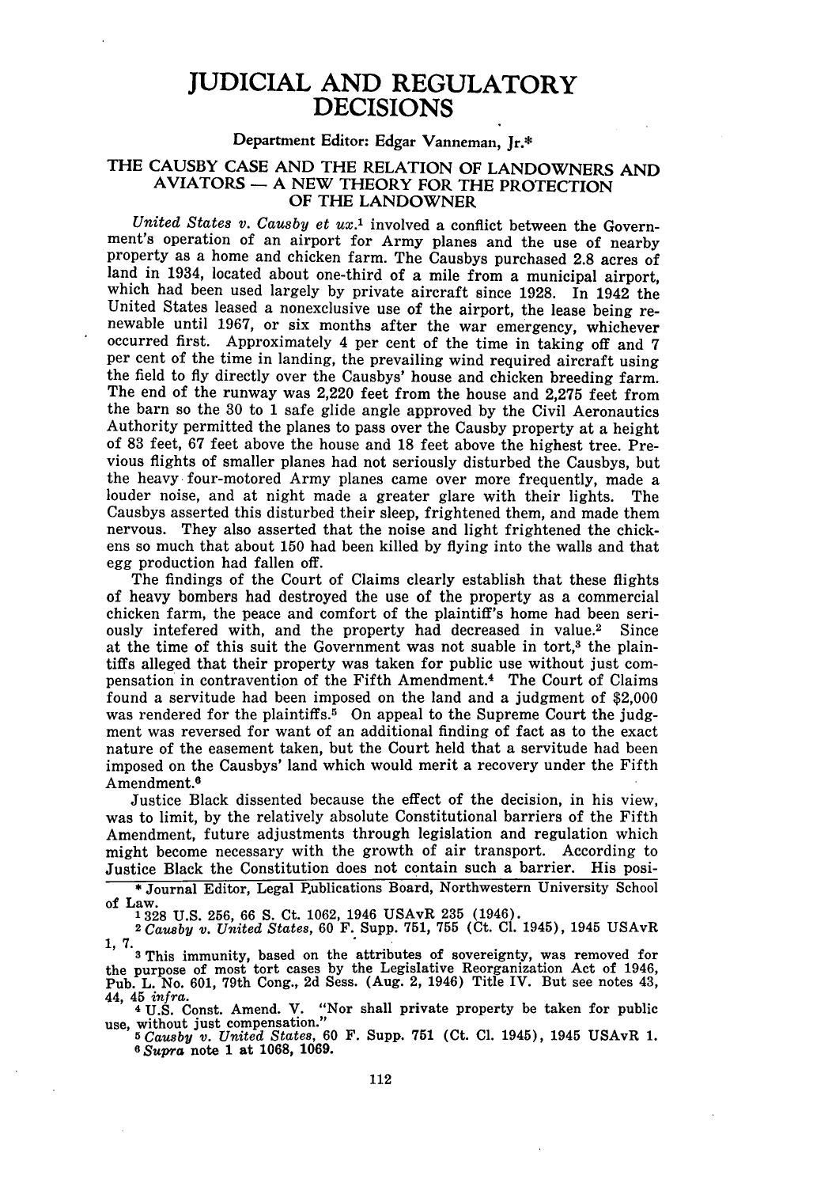# JUDICIAL AND REGULATORY DECISIONS

Department Editor: Edgar Vanneman, Jr.*

## THE CAUSBY CASE AND THE RELATION OF LANDOWNERS AND AVIATORS — A NEW THEORY FOR THE PROTECTION OF THE LANDOWNER

*United States v. Causby et ux.*[1] involved a conflict between the Government's operation of an airport for Army planes and the use of nearby property as a home and chicken farm. The Causbys purchased 2.8 acres of land in 1934, located about one-third of a mile from a municipal airport, which had been used largely by private aircraft since 1928. In 1942 the United States leased a nonexclusive use of the airport, the lease being renewable until 1967, or six months after the war emergency, whichever occurred first. Approximately 4 per cent of the time in taking off and 7 per cent of the time in landing, the prevailing wind required aircraft using the field to fly directly over the Causbys' house and chicken breeding farm. The end of the runway was 2,220 feet from the house and 2,275 feet from the barn so the 30 to 1 safe glide angle approved by the Civil Aeronautics Authority permitted the planes to pass over the Causby property at a height of 83 feet, 67 feet above the house and 18 feet above the highest tree. Previous flights of smaller planes had not seriously disturbed the Causbys, but the heavy four-motored Army planes came over more frequently, made a louder noise, and at night made a greater glare with their lights. The Causbys asserted this disturbed their sleep, frightened them, and made them nervous. They also asserted that the noise and light frightened the chickens so much that about 150 had been killed by flying into the walls and that egg production had fallen off.

The findings of the Court of Claims clearly establish that these flights of heavy bombers had destroyed the use of the property as a commercial chicken farm, the peace and comfort of the plaintiff's home had been seriously intefered with, and the property had decreased in value.[2] Since at the time of this suit the Government was not suable in tort,[3] the plaintiffs alleged that their property was taken for public use without just compensation in contravention of the Fifth Amendment.[4] The Court of Claims found a servitude had been imposed on the land and a judgment of $2,000 was rendered for the plaintiffs.[5] On appeal to the Supreme Court the judgment was reversed for want of an additional finding of fact as to the exact nature of the easement taken, but the Court held that a servitude had been imposed on the Causbys' land which would merit a recovery under the Fifth Amendment.[6]

Justice Black dissented because the effect of the decision, in his view, was to limit, by the relatively absolute Constitutional barriers of the Fifth Amendment, future adjustments through legislation and regulation which might become necessary with the growth of air transport. According to Justice Black the Constitution does not contain such a barrier. His posi-

---

\* Journal Editor, Legal Publications Board, Northwestern University School of Law.

[1] 328 U.S. 256, 66 S. Ct. 1062, 1946 USAvR 235 (1946).

[2] *Causby v. United States*, 60 F. Supp. 751, 755 (Ct. Cl. 1945), 1945 USAvR 1, 7.

[3] This immunity, based on the attributes of sovereignty, was removed for the purpose of most tort cases by the Legislative Reorganization Act of 1946, Pub. L. No. 601, 79th Cong., 2d Sess. (Aug. 2, 1946) Title IV. But see notes 43, 44, 45 *infra*.

[4] U.S. Const. Amend. V. "Nor shall private property be taken for public use, without just compensation."

[5] *Causby v. United States*, 60 F. Supp. 751 (Ct. Cl. 1945), 1945 USAvR 1.

[6] *Supra* note 1 at 1068, 1069.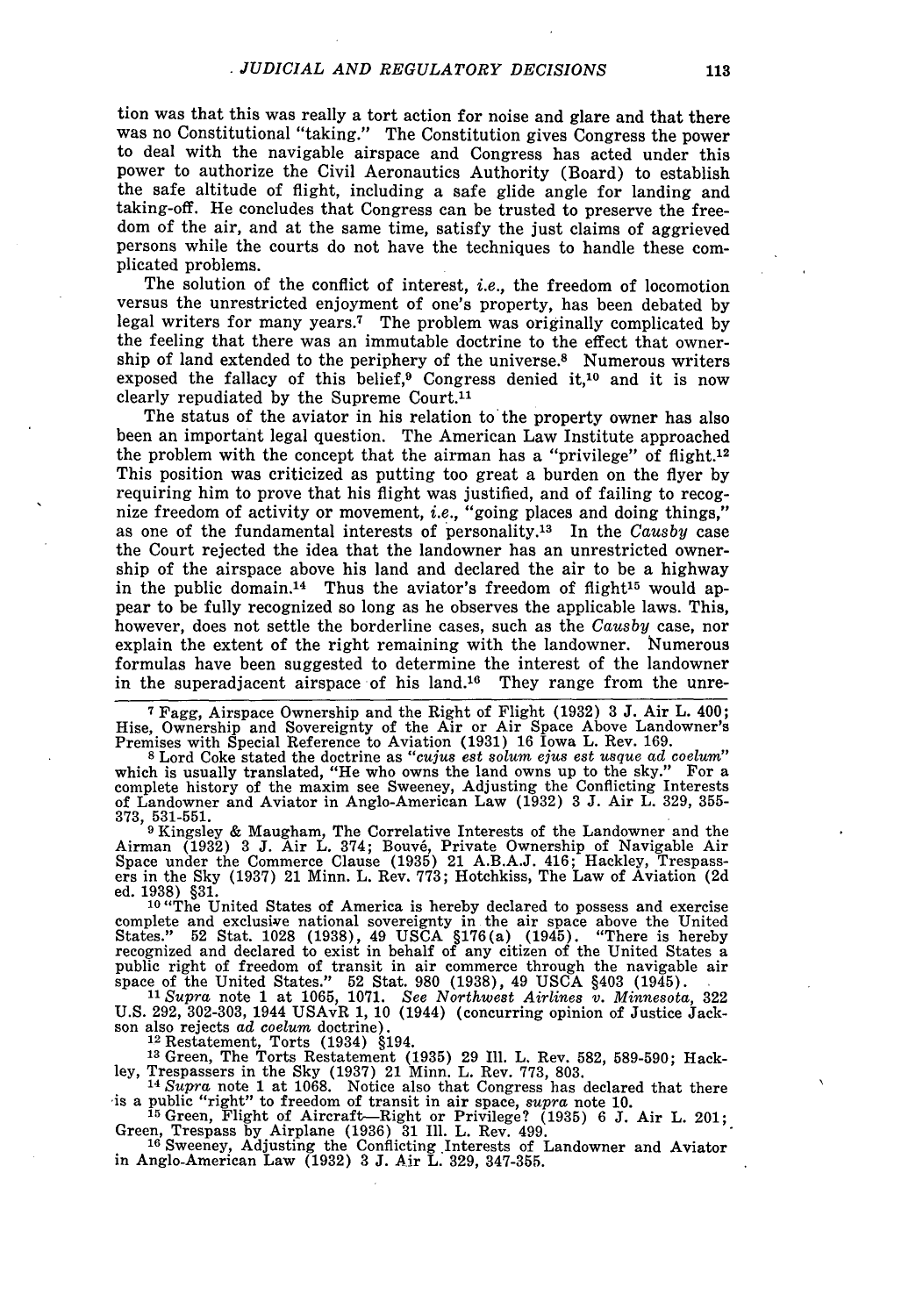tion was that this was really a tort action for noise and glare and that there was no Constitutional "taking." The Constitution gives Congress the power to deal with the navigable airspace and Congress has acted under this power to authorize the Civil Aeronautics Authority (Board) to establish the safe altitude of flight, including a safe glide angle for landing and taking-off. He concludes that Congress can be trusted to preserve the freedom of the air, and at the same time, satisfy the just claims of aggrieved persons while the courts do not have the techniques to handle these complicated problems.

The solution of the conflict of interest, *i.e.*, the freedom of locomotion versus the unrestricted enjoyment of one's property, has been debated by legal writers for many years.[7] The problem was originally complicated by the feeling that there was an immutable doctrine to the effect that ownership of land extended to the periphery of the universe.[8] Numerous writers exposed the fallacy of this belief,[9] Congress denied it,[10] and it is now clearly repudiated by the Supreme Court.[11]

The status of the aviator in his relation to the property owner has also been an important legal question. The American Law Institute approached the problem with the concept that the airman has a "privilege" of flight.[12] This position was criticized as putting too great a burden on the flyer by requiring him to prove that his flight was justified, and of failing to recognize freedom of activity or movement, *i.e.*, "going places and doing things," as one of the fundamental interests of personality.[13] In the *Causby* case the Court rejected the idea that the landowner has an unrestricted ownership of the airspace above his land and declared the air to be a highway in the public domain.[14] Thus the aviator's freedom of flight[15] would appear to be fully recognized so long as he observes the applicable laws. This, however, does not settle the borderline cases, such as the *Causby* case, nor explain the extent of the right remaining with the landowner. Numerous formulas have been suggested to determine the interest of the landowner in the superadjacent airspace of his land.[16] They range from the unre-

---

[7] Fagg, Airspace Ownership and the Right of Flight (1932) 3 J. Air L. 400; Hise, Ownership and Sovereignty of the Air or Air Space Above Landowner's Premises with Special Reference to Aviation (1931) 16 Iowa L. Rev. 169.

[8] Lord Coke stated the doctrine as "*cujus est solum ejus est usque ad coelum*" which is usually translated, "He who owns the land owns up to the sky." For a complete history of the maxim see Sweeney, Adjusting the Conflicting Interests of Landowner and Aviator in Anglo-American Law (1932) 3 J. Air L. 329, 355-373, 531-551.

[9] Kingsley & Maugham, The Correlative Interests of the Landowner and the Airman (1932) 3 J. Air L. 374; Bouvé, Private Ownership of Navigable Air Space under the Commerce Clause (1935) 21 A.B.A.J. 416; Hackley, Trespassers in the Sky (1937) 21 Minn. L. Rev. 773; Hotchkiss, The Law of Aviation (2d ed. 1938) §31.

[10] "The United States of America is hereby declared to possess and exercise complete and exclusive national sovereignty in the air space above the United States." 52 Stat. 1028 (1938), 49 USCA §176(a) (1945). "There is hereby recognized and declared to exist in behalf of any citizen of the United States a public right of freedom of transit in air commerce through the navigable air space of the United States." 52 Stat. 980 (1938), 49 USCA §403 (1945).

[11] *Supra* note 1 at 1065, 1071. *See Northwest Airlines v. Minnesota*, 322 U.S. 292, 302-303, 1944 USAvR 1, 10 (1944) (concurring opinion of Justice Jackson also rejects *ad coelum* doctrine).

[12] Restatement, Torts (1934) §194.

[13] Green, The Torts Restatement (1935) 29 Ill. L. Rev. 582, 589-590; Hackley, Trespassers in the Sky (1937) 21 Minn. L. Rev. 773, 803.

[14] *Supra* note 1 at 1068. Notice also that Congress has declared that there is a public "right" to freedom of transit in air space, *supra* note 10.

[15] Green, Flight of Aircraft—Right or Privilege? (1935) 6 J. Air L. 201; Green, Trespass by Airplane (1936) 31 Ill. L. Rev. 499.

[16] Sweeney, Adjusting the Conflicting Interests of Landowner and Aviator in Anglo-American Law (1932) 3 J. Air L. 329, 347-355.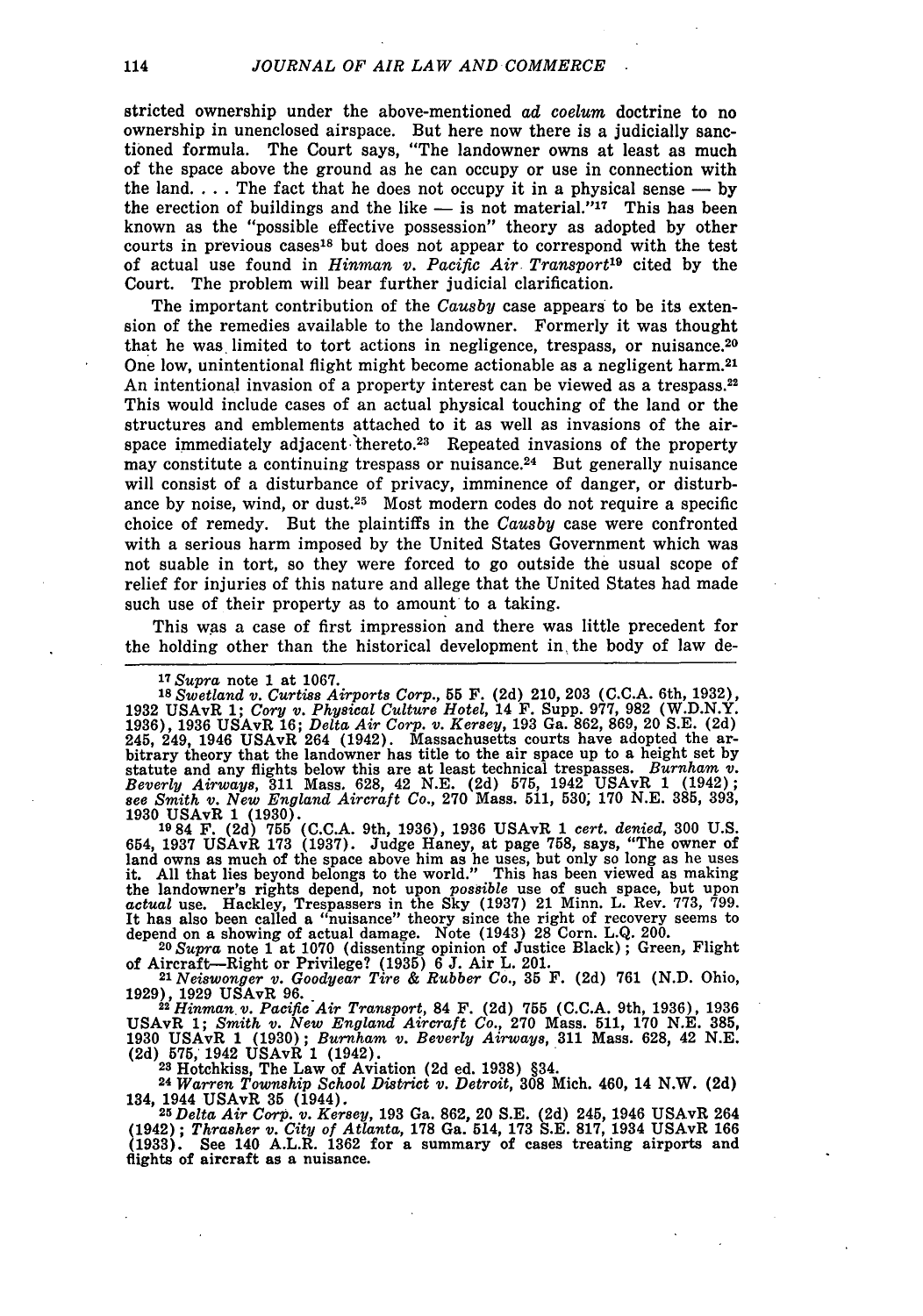stricted ownership under the above-mentioned *ad coelum* doctrine to no ownership in unenclosed airspace. But here now there is a judicially sanctioned formula. The Court says, "The landowner owns at least as much of the space above the ground as he can occupy or use in connection with the land. . . . The fact that he does not occupy it in a physical sense — by the erection of buildings and the like — is not material."[17] This has been known as the "possible effective possession" theory as adopted by other courts in previous cases[18] but does not appear to correspond with the test of actual use found in *Hinman v. Pacific Air Transport*[19] cited by the Court. The problem will bear further judicial clarification.

The important contribution of the *Causby* case appears to be its extension of the remedies available to the landowner. Formerly it was thought that he was limited to tort actions in negligence, trespass, or nuisance.[20] One low, unintentional flight might become actionable as a negligent harm.[21] An intentional invasion of a property interest can be viewed as a trespass.[22] This would include cases of an actual physical touching of the land or the structures and emblements attached to it as well as invasions of the airspace immediately adjacent thereto.[23] Repeated invasions of the property may constitute a continuing trespass or nuisance.[24] But generally nuisance will consist of a disturbance of privacy, imminence of danger, or disturbance by noise, wind, or dust.[25] Most modern codes do not require a specific choice of remedy. But the plaintiffs in the *Causby* case were confronted with a serious harm imposed by the United States Government which was not suable in tort, so they were forced to go outside the usual scope of relief for injuries of this nature and allege that the United States had made such use of their property as to amount to a taking.

This was a case of first impression and there was little precedent for the holding other than the historical development in the body of law de-

---

[17] *Supra* note 1 at 1067.

[18] *Swetland v. Curtiss Airports Corp.*, 55 F. (2d) 210, 203 (C.C.A. 6th, 1932), 1932 USAvR 1; *Cory v. Physical Culture Hotel*, 14 F. Supp. 977, 982 (W.D.N.Y. 1936), 1936 USAvR 16; *Delta Air Corp. v. Kersey*, 193 Ga. 862, 869, 20 S.E. (2d) 245, 249, 1946 USAvR 264 (1942). Massachusetts courts have adopted the arbitrary theory that the landowner has title to the air space up to a height set by statute and any flights below this are at least technical trespasses. *Burnham v. Beverly Airways*, 311 Mass. 628, 42 N.E. (2d) 575, 1942 USAvR 1 (1942); *see Smith v. New England Aircraft Co.*, 270 Mass. 511, 530; 170 N.E. 385, 393, 1930 USAvR 1 (1930).

[19] 84 F. (2d) 755 (C.C.A. 9th, 1936), 1936 USAvR 1 *cert. denied*, 300 U.S. 654, 1937 USAvR 173 (1937). Judge Haney, at page 758, says, "The owner of land owns as much of the space above him as he uses, but only so long as he uses it. All that lies beyond belongs to the world." This has been viewed as making the landowner's rights depend, not upon *possible* use of such space, but upon *actual* use. Hackley, Trespassers in the Sky (1937) 21 Minn. L. Rev. 773, 799. It has also been called a "nuisance" theory since the right of recovery seems to depend on a showing of actual damage. Note (1943) 28 Corn. L.Q. 200.

[20] *Supra* note 1 at 1070 (dissenting opinion of Justice Black); Green, Flight of Aircraft—Right or Privilege? (1935) 6 J. Air L. 201.

[21] *Neiswonger v. Goodyear Tire & Rubber Co.*, 35 F. (2d) 761 (N.D. Ohio, 1929), 1929 USAvR 96.

[22] *Hinman v. Pacific Air Transport*, 84 F. (2d) 755 (C.C.A. 9th, 1936), 1936 USAvR 1; *Smith v. New England Aircraft Co.*, 270 Mass. 511, 170 N.E. 385, 1930 USAvR 1 (1930); *Burnham v. Beverly Airways*, 311 Mass. 628, 42 N.E. (2d) 575, 1942 USAvR 1 (1942).

[23] Hotchkiss, The Law of Aviation (2d ed. 1938) §34.

[24] *Warren Township School District v. Detroit*, 308 Mich. 460, 14 N.W. (2d) 134, 1944 USAvR 35 (1944).

[25] *Delta Air Corp. v. Kersey*, 193 Ga. 862, 20 S.E. (2d) 245, 1946 USAvR 264 (1942); *Thrasher v. City of Atlanta*, 178 Ga. 514, 173 S.E. 817, 1934 USAvR 166 (1933). See 140 A.L.R. 1362 for a summary of cases treating airports and flights of aircraft as a nuisance.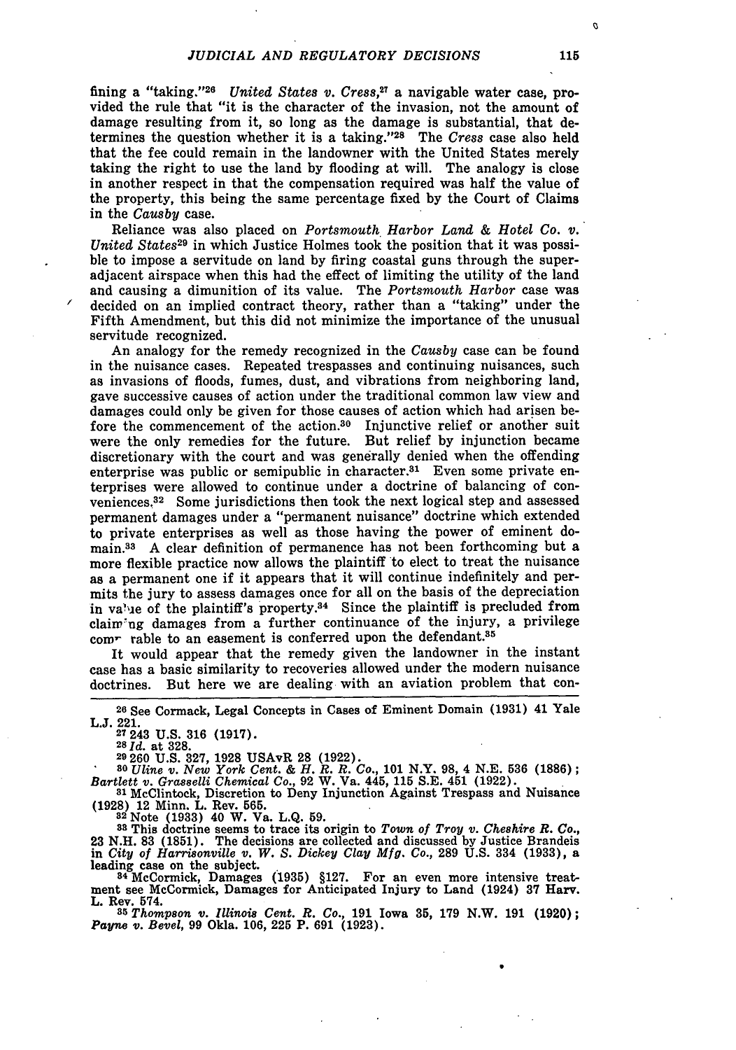fining a "taking."[26] *United States v. Cress*,[27] a navigable water case, provided the rule that "it is the character of the invasion, not the amount of damage resulting from it, so long as the damage is substantial, that determines the question whether it is a taking."[28] The *Cress* case also held that the fee could remain in the landowner with the United States merely taking the right to use the land by flooding at will. The analogy is close in another respect in that the compensation required was half the value of the property, this being the same percentage fixed by the Court of Claims in the *Causby* case.

Reliance was also placed on *Portsmouth Harbor Land & Hotel Co. v. United States*[29] in which Justice Holmes took the position that it was possible to impose a servitude on land by firing coastal guns through the superadjacent airspace when this had the effect of limiting the utility of the land and causing a dimunition of its value. The *Portsmouth Harbor* case was decided on an implied contract theory, rather than a "taking" under the Fifth Amendment, but this did not minimize the importance of the unusual servitude recognized.

An analogy for the remedy recognized in the *Causby* case can be found in the nuisance cases. Repeated trespasses and continuing nuisances, such as invasions of floods, fumes, dust, and vibrations from neighboring land, gave successive causes of action under the traditional common law view and damages could only be given for those causes of action which had arisen before the commencement of the action.[30] Injunctive relief or another suit were the only remedies for the future. But relief by injunction became discretionary with the court and was generally denied when the offending enterprise was public or semipublic in character.[31] Even some private enterprises were allowed to continue under a doctrine of balancing of conveniences.[32] Some jurisdictions then took the next logical step and assessed permanent damages under a "permanent nuisance" doctrine which extended to private enterprises as well as those having the power of eminent domain.[33] A clear definition of permanence has not been forthcoming but a more flexible practice now allows the plaintiff to elect to treat the nuisance as a permanent one if it appears that it will continue indefinitely and permits the jury to assess damages once for all on the basis of the depreciation in value of the plaintiff's property.[34] Since the plaintiff is precluded from claiming damages from a further continuance of the injury, a privilege comparable to an easement is conferred upon the defendant.[35]

It would appear that the remedy given the landowner in the instant case has a basic similarity to recoveries allowed under the modern nuisance doctrines. But here we are dealing with an aviation problem that con-

---

[26] See Cormack, Legal Concepts in Cases of Eminent Domain (1931) 41 Yale L.J. 221.

[27] 243 U.S. 316 (1917).

[28] *Id.* at 328.

[29] 260 U.S. 327, 1928 USAvR 28 (1922).

[30] *Uline v. New York Cent. & H. R. R. Co.*, 101 N.Y. 98, 4 N.E. 536 (1886); *Bartlett v. Grasselli Chemical Co.*, 92 W. Va. 445, 115 S.E. 451 (1922).

[31] McClintock, Discretion to Deny Injunction Against Trespass and Nuisance (1928) 12 Minn. L. Rev. 565.

[32] Note (1933) 40 W. Va. L.Q. 59.

[33] This doctrine seems to trace its origin to *Town of Troy v. Cheshire R. Co.*, 23 N.H. 83 (1851). The decisions are collected and discussed by Justice Brandeis in *City of Harrisonville v. W. S. Dickey Clay Mfg. Co.*, 289 U.S. 334 (1933), a leading case on the subject.

[34] McCormick, Damages (1935) §127. For an even more intensive treatment see McCormick, Damages for Anticipated Injury to Land (1924) 37 Harv. L. Rev. 574.

[35] *Thompson v. Illinois Cent. R. Co.*, 191 Iowa 35, 179 N.W. 191 (1920); *Payne v. Bevel*, 99 Okla. 106, 225 P. 691 (1923).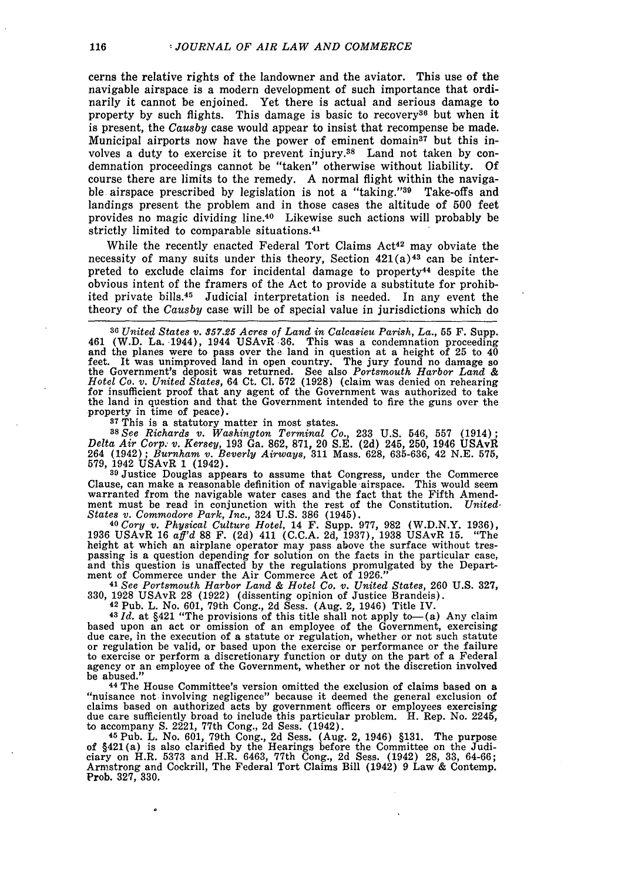cerns the relative rights of the landowner and the aviator. This use of the navigable airspace is a modern development of such importance that ordinarily it cannot be enjoined. Yet there is actual and serious damage to property by such flights. This damage is basic to recovery[36] but when it is present, the *Causby* case would appear to insist that recompense be made. Municipal airports now have the power of eminent domain[37] but this involves a duty to exercise it to prevent injury.[38] Land not taken by condemnation proceedings cannot be "taken" otherwise without liability. Of course there are limits to the remedy. A normal flight within the navigable airspace prescribed by legislation is not a "taking."[39] Take-offs and landings present the problem and in those cases the altitude of 500 feet provides no magic dividing line.[40] Likewise such actions will probably be strictly limited to comparable situations.[41]

While the recently enacted Federal Tort Claims Act[42] may obviate the necessity of many suits under this theory, Section 421(a)[43] can be interpreted to exclude claims for incidental damage to property[44] despite the obvious intent of the framers of the Act to provide a substitute for prohibited private bills.[45] Judicial interpretation is needed. In any event the theory of the *Causby* case will be of special value in jurisdictions which do

---

[36] *United States v. 357.25 Acres of Land in Calcasieu Parish, La.*, 55 F. Supp. 461 (W.D. La. 1944), 1944 USAvR 36. This was a condemnation proceeding and the planes were to pass over the land in question at a height of 25 to 40 feet. It was unimproved land in open country. The jury found no damage so the Government's deposit was returned. See also *Portsmouth Harbor Land & Hotel Co. v. United States*, 64 Ct. Cl. 572 (1928) (claim was denied on rehearing for insufficient proof that any agent of the Government was authorized to take the land in question and that the Government intended to fire the guns over the property in time of peace).

[37] This is a statutory matter in most states.

[38] *See Richards v. Washington Terminal Co.*, 233 U.S. 546, 557 (1914); *Delta Air Corp. v. Kersey*, 193 Ga. 862, 871, 20 S.E. (2d) 245, 250, 1946 USAvR 264 (1942); *Burnham v. Beverly Airways*, 311 Mass. 628, 635-636, 42 N.E. 575, 579, 1942 USAvR 1 (1942).

[39] Justice Douglas appears to assume that Congress, under the Commerce Clause, can make a reasonable definition of navigable airspace. This would seem warranted from the navigable water cases and the fact that the Fifth Amendment must be read in conjunction with the rest of the Constitution. *United States v. Commodore Park, Inc.*, 324 U.S. 386 (1945).

[40] *Cory v. Physical Culture Hotel*, 14 F. Supp. 977, 982 (W.D.N.Y. 1936), 1936 USAvR 16 *aff'd* 88 F. (2d) 411 (C.C.A. 2d, 1937), 1938 USAvR 15. "The height at which an airplane operator may pass above the surface without trespassing is a question depending for solution on the facts in the particular case, and this question is unaffected by the regulations promulgated by the Department of Commerce under the Air Commerce Act of 1926."

[41] *See Portsmouth Harbor Land & Hotel Co. v. United States*, 260 U.S. 327, 330, 1928 USAvR 28 (1922) (dissenting opinion of Justice Brandeis).

[42] Pub. L. No. 601, 79th Cong., 2d Sess. (Aug. 2, 1946) Title IV.

[43] *Id.* at §421 "The provisions of this title shall not apply to—(a) Any claim based upon an act or omission of an employee of the Government, exercising due care, in the execution of a statute or regulation, whether or not such statute or regulation be valid, or based upon the exercise or performance or the failure to exercise or perform a discretionary function or duty on the part of a Federal agency or an employee of the Government, whether or not the discretion involved be abused."

[44] The House Committee's version omitted the exclusion of claims based on a "nuisance not involving negligence" because it deemed the general exclusion of claims based on authorized acts by government officers or employees exercising due care sufficiently broad to include this particular problem. H. Rep. No. 2245, to accompany S. 2221, 77th Cong., 2d Sess. (1942).

[45] Pub. L. No. 601, 79th Cong., 2d Sess. (Aug. 2, 1946) §131. The purpose of §421(a) is also clarified by the Hearings before the Committee on the Judiciary on H.R. 5373 and H.R. 6463, 77th Cong., 2d Sess. (1942) 28, 33, 64-66; Armstrong and Cockrill, The Federal Tort Claims Bill (1942) 9 Law & Contemp. Prob. 327, 330.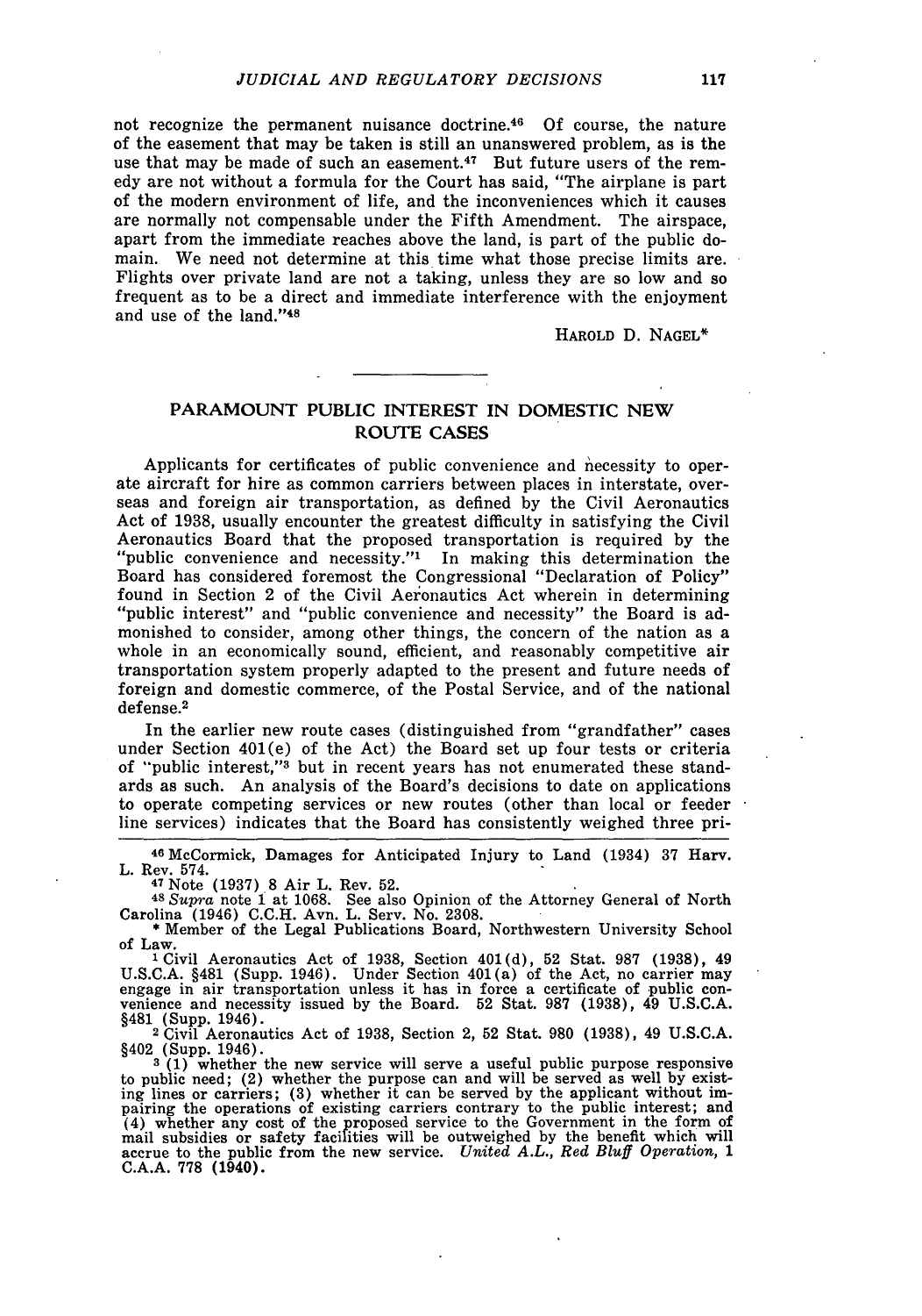not recognize the permanent nuisance doctrine.[46] Of course, the nature of the easement that may be taken is still an unanswered problem, as is the use that may be made of such an easement.[47] But future users of the remedy are not without a formula for the Court has said, "The airplane is part of the modern environment of life, and the inconveniences which it causes are normally not compensable under the Fifth Amendment. The airspace, apart from the immediate reaches above the land, is part of the public domain. We need not determine at this time what those precise limits are. Flights over private land are not a taking, unless they are so low and so frequent as to be a direct and immediate interference with the enjoyment and use of the land."[48]

HAROLD D. NAGEL*

## PARAMOUNT PUBLIC INTEREST IN DOMESTIC NEW ROUTE CASES

Applicants for certificates of public convenience and necessity to operate aircraft for hire as common carriers between places in interstate, overseas and foreign air transportation, as defined by the Civil Aeronautics Act of 1938, usually encounter the greatest difficulty in satisfying the Civil Aeronautics Board that the proposed transportation is required by the "public convenience and necessity."[1] In making this determination the Board has considered foremost the Congressional "Declaration of Policy" found in Section 2 of the Civil Aeronautics Act wherein in determining "public interest" and "public convenience and necessity" the Board is admonished to consider, among other things, the concern of the nation as a whole in an economically sound, efficient, and reasonably competitive air transportation system properly adapted to the present and future needs of foreign and domestic commerce, of the Postal Service, and of the national defense.[2]

In the earlier new route cases (distinguished from "grandfather" cases under Section 401(e) of the Act) the Board set up four tests or criteria of "public interest,"[3] but in recent years has not enumerated these standards as such. An analysis of the Board's decisions to date on applications to operate competing services or new routes (other than local or feeder line services) indicates that the Board has consistently weighed three pri-

---

[46] McCormick, Damages for Anticipated Injury to Land (1934) 37 Harv. L. Rev. 574.

[47] Note (1937) 8 Air L. Rev. 52.

[48] *Supra* note 1 at 1068. See also Opinion of the Attorney General of North Carolina (1946) C.C.H. Avn. L. Serv. No. 2308.

\* Member of the Legal Publications Board, Northwestern University School of Law.

[1] Civil Aeronautics Act of 1938, Section 401(d), 52 Stat. 987 (1938), 49 U.S.C.A. §481 (Supp. 1946). Under Section 401(a) of the Act, no carrier may engage in air transportation unless it has in force a certificate of public convenience and necessity issued by the Board. 52 Stat. 987 (1938), 49 U.S.C.A. §481 (Supp. 1946).

[2] Civil Aeronautics Act of 1938, Section 2, 52 Stat. 980 (1938), 49 U.S.C.A. §402 (Supp. 1946).

[3] (1) whether the new service will serve a useful public purpose responsive to public need; (2) whether the purpose can and will be served as well by existing lines or carriers; (3) whether it can be served by the applicant without impairing the operations of existing carriers contrary to the public interest; and (4) whether any cost of the proposed service to the Government in the form of mail subsidies or safety facilities will be outweighed by the benefit which will accrue to the public from the new service. *United A.L., Red Bluff Operation*, 1 C.A.A. 778 (1940).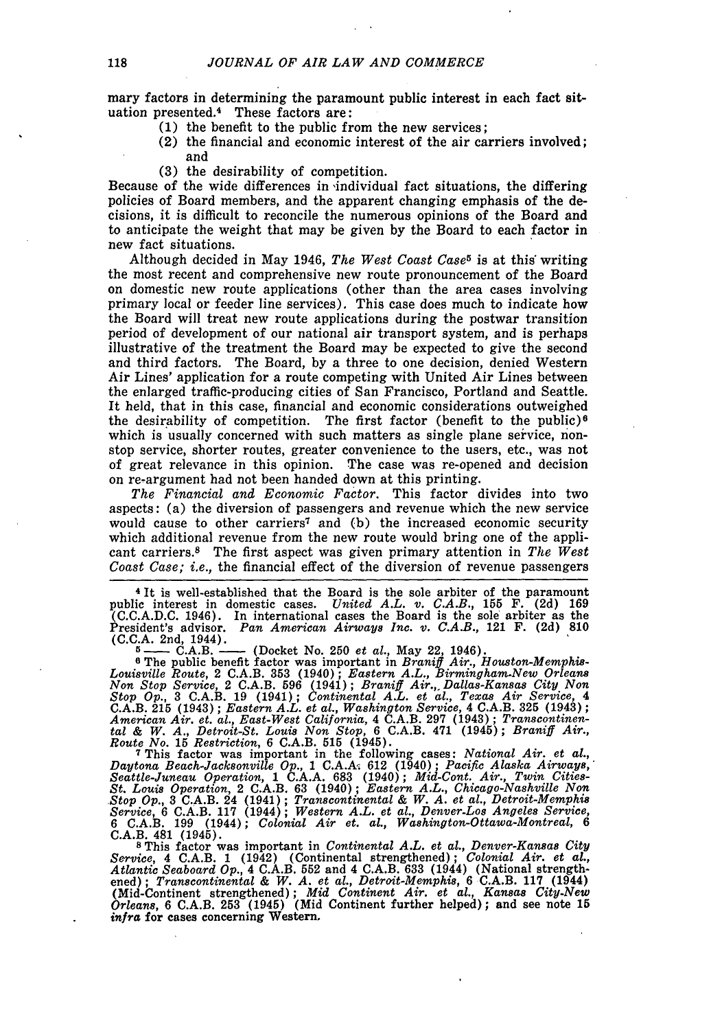mary factors in determining the paramount public interest in each fact situation presented.[4] These factors are:

(1) the benefit to the public from the new services;

(2) the financial and economic interest of the air carriers involved; and

(3) the desirability of competition.

Because of the wide differences in individual fact situations, the differing policies of Board members, and the apparent changing emphasis of the decisions, it is difficult to reconcile the numerous opinions of the Board and to anticipate the weight that may be given by the Board to each factor in new fact situations.

Although decided in May 1946, *The West Coast Case*[5] is at this writing the most recent and comprehensive new route pronouncement of the Board on domestic new route applications (other than the area cases involving primary local or feeder line services). This case does much to indicate how the Board will treat new route applications during the postwar transition period of development of our national air transport system, and is perhaps illustrative of the treatment the Board may be expected to give the second and third factors. The Board, by a three to one decision, denied Western Air Lines' application for a route competing with United Air Lines between the enlarged traffic-producing cities of San Francisco, Portland and Seattle. It held, that in this case, financial and economic considerations outweighed the desirability of competition. The first factor (benefit to the public)[6] which is usually concerned with such matters as single plane service, nonstop service, shorter routes, greater convenience to the users, etc., was not of great relevance in this opinion. The case was re-opened and decision on re-argument had not been handed down at this printing.

*The Financial and Economic Factor.* This factor divides into two aspects: (a) the diversion of passengers and revenue which the new service would cause to other carriers[7] and (b) the increased economic security which additional revenue from the new route would bring one of the applicant carriers.[8] The first aspect was given primary attention in *The West Coast Case; i.e.,* the financial effect of the diversion of revenue passengers

---

[4] It is well-established that the Board is the sole arbiter of the paramount public interest in domestic cases. *United A.L. v. C.A.B.*, 155 F. (2d) 169 (C.C.A.D.C. 1946). In international cases the Board is the sole arbiter as the President's advisor. *Pan American Airways Inc. v. C.A.B.*, 121 F. (2d) 810 (C.C.A. 2nd, 1944).

[5] —— C.A.B. —— (Docket No. 250 *et al.*, May 22, 1946).

[6] The public benefit factor was important in *Braniff Air., Houston-Memphis-Louisville Route*, 2 C.A.B. 353 (1940); *Eastern A.L., Birmingham-New Orleans Non Stop Service*, 2 C.A.B. 596 (1941); *Braniff Air., Dallas-Kansas City Non Stop Op.*, 3 C.A.B. 19 (1941); *Continental A.L. et al., Texas Air Service*, 4 C.A.B. 215 (1943); *Eastern A.L. et al., Washington Service*, 4 C.A.B. 325 (1943); *American Air. et. al., East-West California*, 4 C.A.B. 297 (1943); *Transcontinental & W. A., Detroit-St. Louis Non Stop*, 6 C.A.B. 471 (1945); *Braniff Air., Route No. 15 Restriction*, 6 C.A.B. 515 (1945).

[7] This factor was important in the following cases: *National Air. et al., Daytona Beach-Jacksonville Op.*, 1 C.A.A. 612 (1940); *Pacific Alaska Airways, Seattle-Juneau Operation*, 1 C.A.A. 683 (1940); *Mid-Cont. Air., Twin Cities-St. Louis Operation*, 2 C.A.B. 63 (1940); *Eastern A.L., Chicago-Nashville Non Stop Op.*, 3 C.A.B. 24 (1941); *Transcontinental & W. A. et al., Detroit-Memphis Service*, 6 C.A.B. 117 (1944); *Western A.L. et al., Denver-Los Angeles Service*, 6 C.A.B. 199 (1944); *Colonial Air et. al., Washington-Ottawa-Montreal*, 6 C.A.B. 481 (1945).

[8] This factor was important in *Continental A.L. et al., Denver-Kansas City Service*, 4 C.A.B. 1 (1942) (Continental strengthened); *Colonial Air. et al., Atlantic Seaboard Op.*, 4 C.A.B. 552 and 4 C.A.B. 633 (1944) (National strengthened); *Transcontinental & W. A. et al., Detroit-Memphis*, 6 C.A.B. 117 (1944) (Mid-Continent strengthened); *Mid Continent Air. et al., Kansas City-New Orleans*, 6 C.A.B. 253 (1945) (Mid Continent further helped); and see note 15 *infra* for cases concerning Western.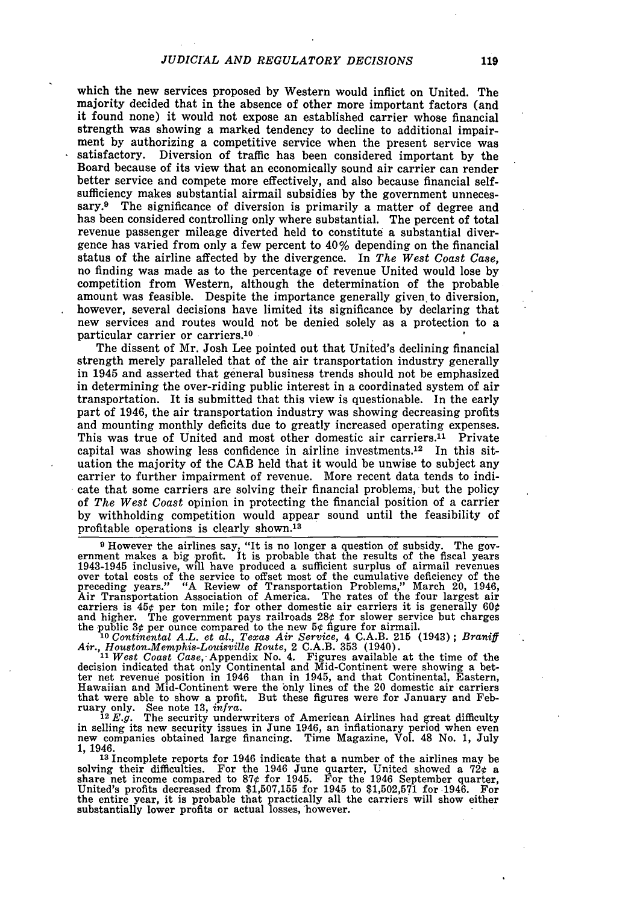which the new services proposed by Western would inflict on United. The majority decided that in the absence of other more important factors (and it found none) it would not expose an established carrier whose financial strength was showing a marked tendency to decline to additional impairment by authorizing a competitive service when the present service was satisfactory. Diversion of traffic has been considered important by the Board because of its view that an economically sound air carrier can render better service and compete more effectively, and also because financial self-sufficiency makes substantial airmail subsidies by the government unnecessary.[9] The significance of diversion is primarily a matter of degree and has been considered controlling only where substantial. The percent of total revenue passenger mileage diverted held to constitute a substantial divergence has varied from only a few percent to 40% depending on the financial status of the airline affected by the divergence. In *The West Coast Case*, no finding was made as to the percentage of revenue United would lose by competition from Western, although the determination of the probable amount was feasible. Despite the importance generally given to diversion, however, several decisions have limited its significance by declaring that new services and routes would not be denied solely as a protection to a particular carrier or carriers.[10]

The dissent of Mr. Josh Lee pointed out that United's declining financial strength merely paralleled that of the air transportation industry generally in 1945 and asserted that general business trends should not be emphasized in determining the over-riding public interest in a coordinated system of air transportation. It is submitted that this view is questionable. In the early part of 1946, the air transportation industry was showing decreasing profits and mounting monthly deficits due to greatly increased operating expenses. This was true of United and most other domestic air carriers.[11] Private capital was showing less confidence in airline investments.[12] In this situation the majority of the CAB held that it would be unwise to subject any carrier to further impairment of revenue. More recent data tends to indicate that some carriers are solving their financial problems, but the policy of *The West Coast* opinion in protecting the financial position of a carrier by withholding competition would appear sound until the feasibility of profitable operations is clearly shown.[13]

---

[9] However the airlines say, "It is no longer a question of subsidy. The government makes a big profit. It is probable that the results of the fiscal years 1943-1945 inclusive, will have produced a sufficient surplus of airmail revenues over total costs of the service to offset most of the cumulative deficiency of the preceding years." "A Review of Transportation Problems," March 20, 1946, Air Transportation Association of America. The rates of the four largest air carriers is 45¢ per ton mile; for other domestic air carriers it is generally 60¢ and higher. The government pays railroads 28¢ for slower service but charges the public 3¢ per ounce compared to the new 5¢ figure for airmail.

[10] *Continental A.L. et al., Texas Air Service*, 4 C.A.B. 215 (1943); *Braniff Air., Houston-Memphis-Louisville Route*, 2 C.A.B. 353 (1940).

[11] *West Coast Case*, Appendix No. 4. Figures available at the time of the decision indicated that only Continental and Mid-Continent were showing a better net revenue position in 1946 than in 1945, and that Continental, Eastern, Hawaiian and Mid-Continent were the only lines of the 20 domestic air carriers that were able to show a profit. But these figures were for January and February only. See note 13, *infra*.

[12] *E.g.* The security underwriters of American Airlines had great difficulty in selling its new security issues in June 1946, an inflationary period when even new companies obtained large financing. Time Magazine, Vol. 48 No. 1, July 1, 1946.

[13] Incomplete reports for 1946 indicate that a number of the airlines may be solving their difficulties. For the 1946 June quarter, United showed a 72¢ a share net income compared to 87¢ for 1945. For the 1946 September quarter, United's profits decreased from $1,507,155 for 1945 to $1,502,571 for 1946. For the entire year, it is probable that practically all the carriers will show either substantially lower profits or actual losses, however.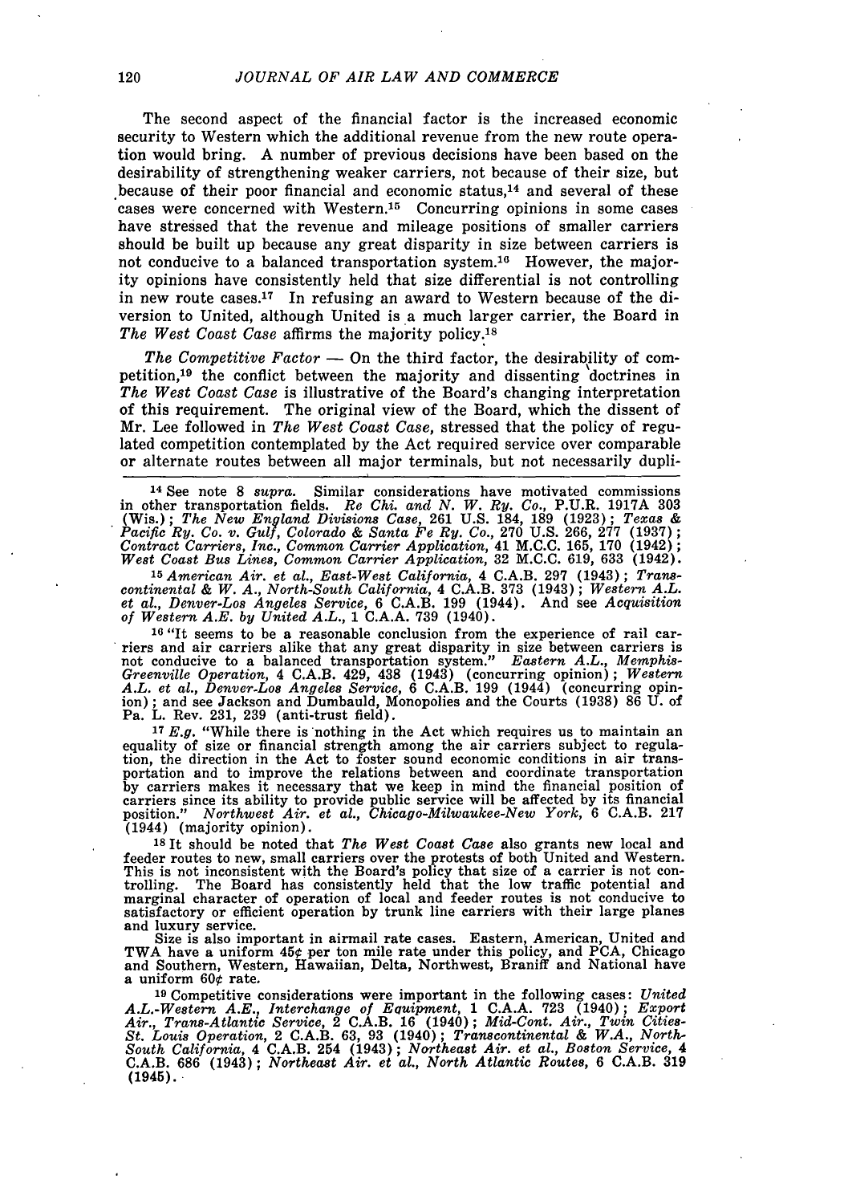The second aspect of the financial factor is the increased economic security to Western which the additional revenue from the new route operation would bring. A number of previous decisions have been based on the desirability of strengthening weaker carriers, not because of their size, but because of their poor financial and economic status,[14] and several of these cases were concerned with Western.[15] Concurring opinions in some cases have stressed that the revenue and mileage positions of smaller carriers should be built up because any great disparity in size between carriers is not conducive to a balanced transportation system.[16] However, the majority opinions have consistently held that size differential is not controlling in new route cases.[17] In refusing an award to Western because of the diversion to United, although United is a much larger carrier, the Board in *The West Coast Case* affirms the majority policy.[18]

*The Competitive Factor* — On the third factor, the desirability of competition,[19] the conflict between the majority and dissenting doctrines in *The West Coast Case* is illustrative of the Board's changing interpretation of this requirement. The original view of the Board, which the dissent of Mr. Lee followed in *The West Coast Case*, stressed that the policy of regulated competition contemplated by the Act required service over comparable or alternate routes between all major terminals, but not necessarily dupli-

---

[14] See note 8 *supra*. Similar considerations have motivated commissions in other transportation fields. *Re Chi. and N. W. Ry. Co.*, P.U.R. 1917A 303 (Wis.); *The New England Divisions Case*, 261 U.S. 184, 189 (1923); *Texas & Pacific Ry. Co. v. Gulf, Colorado & Santa Fe Ry. Co.*, 270 U.S. 266, 277 (1937); *Contract Carriers, Inc., Common Carrier Application*, 41 M.C.C. 165, 170 (1942); *West Coast Bus Lines, Common Carrier Application*, 32 M.C.C. 619, 633 (1942).

[15] *American Air. et al., East-West California*, 4 C.A.B. 297 (1943); *Transcontinental & W. A., North-South California*, 4 C.A.B. 373 (1943); *Western A.L. et al., Denver-Los Angeles Service*, 6 C.A.B. 199 (1944). And see *Acquisition of Western A.E. by United A.L.*, 1 C.A.A. 739 (1940).

[16] "It seems to be a reasonable conclusion from the experience of rail carriers and air carriers alike that any great disparity in size between carriers is not conducive to a balanced transportation system." *Eastern A.L., Memphis-Greenville Operation*, 4 C.A.B. 429, 438 (1943) (concurring opinion); *Western A.L. et al., Denver-Los Angeles Service*, 6 C.A.B. 199 (1944) (concurring opinion); and see Jackson and Dumbauld, Monopolies and the Courts (1938) 86 U. of Pa. L. Rev. 231, 239 (anti-trust field).

[17] *E.g.* "While there is nothing in the Act which requires us to maintain an equality of size or financial strength among the air carriers subject to regulation, the direction in the Act to foster sound economic conditions in air transportation and to improve the relations between and coordinate transportation by carriers makes it necessary that we keep in mind the financial position of carriers since its ability to provide public service will be affected by its financial position." *Northwest Air. et al., Chicago-Milwaukee-New York*, 6 C.A.B. 217 (1944) (majority opinion).

[18] It should be noted that *The West Coast Case* also grants new local and feeder routes to new, small carriers over the protests of both United and Western. This is not inconsistent with the Board's policy that size of a carrier is not controlling. The Board has consistently held that the low traffic potential and marginal character of operation of local and feeder routes is not conducive to satisfactory or efficient operation by trunk line carriers with their large planes and luxury service.

Size is also important in airmail rate cases. Eastern, American, United and TWA have a uniform 45¢ per ton mile rate under this policy, and PCA, Chicago and Southern, Western, Hawaiian, Delta, Northwest, Braniff and National have a uniform 60¢ rate.

[19] Competitive considerations were important in the following cases: *United A.L.-Western A.E., Interchange of Equipment*, 1 C.A.A. 723 (1940); *Export Air., Trans-Atlantic Service*, 2 C.A.B. 16 (1940); *Mid-Cont. Air., Twin Cities-St. Louis Operation*, 2 C.A.B. 63, 93 (1940); *Transcontinental & W.A., North-South California*, 4 C.A.B. 254 (1943); *Northeast Air. et al., Boston Service*, 4 C.A.B. 686 (1943); *Northeast Air. et al., North Atlantic Routes*, 6 C.A.B. 319 (1945).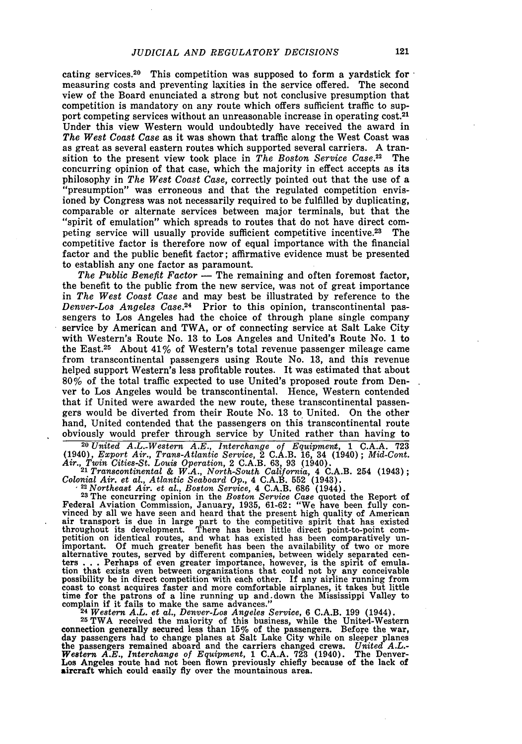cating services.[20] This competition was supposed to form a yardstick for measuring costs and preventing laxities in the service offered. The second view of the Board enunciated a strong but not conclusive presumption that competition is mandatory on any route which offers sufficient traffic to support competing services without an unreasonable increase in operating cost.[21] Under this view Western would undoubtedly have received the award in *The West Coast Case* as it was shown that traffic along the West Coast was as great as several eastern routes which supported several carriers. A transition to the present view took place in *The Boston Service Case*.[22] The concurring opinion of that case, which the majority in effect accepts as its philosophy in *The West Coast Case*, correctly pointed out that the use of a "presumption" was erroneous and that the regulated competition envisioned by Congress was not necessarily required to be fulfilled by duplicating, comparable or alternate services between major terminals, but that the "spirit of emulation" which spreads to routes that do not have direct competing service will usually provide sufficient competitive incentive.[23] The competitive factor is therefore now of equal importance with the financial factor and the public benefit factor; affirmative evidence must be presented to establish any one factor as paramount.

*The Public Benefit Factor* — The remaining and often foremost factor, the benefit to the public from the new service, was not of great importance in *The West Coast Case* and may best be illustrated by reference to the *Denver-Los Angeles Case*.[24] Prior to this opinion, transcontinental passengers to Los Angeles had the choice of through plane single company service by American and TWA, or of connecting service at Salt Lake City with Western's Route No. 13 to Los Angeles and United's Route No. 1 to the East.[25] About 41% of Western's total revenue passenger mileage came from transcontinental passengers using Route No. 13, and this revenue helped support Western's less profitable routes. It was estimated that about 80% of the total traffic expected to use United's proposed route from Denver to Los Angeles would be transcontinental. Hence, Western contended that if United were awarded the new route, these transcontinental passengers would be diverted from their Route No. 13 to United. On the other hand, United contended that the passengers on this transcontinental route obviously would prefer through service by United rather than having to

---

[20] *United A.L.-Western A.E., Interchange of Equipment*, 1 C.A.A. 723 (1940), *Export Air., Trans-Atlantic Service*, 2 C.A.B. 16, 34 (1940); *Mid-Cont. Air., Twin Cities-St. Louis Operation*, 2 C.A.B. 63, 93 (1940).

[21] *Transcontinental & W.A., North-South California*, 4 C.A.B. 254 (1943); *Colonial Air. et al., Atlantic Seaboard Op.*, 4 C.A.B. 552 (1943).

[22] *Northeast Air. et al., Boston Service*, 4 C.A.B. 686 (1944).

[23] The concurring opinion in the *Boston Service Case* quoted the Report of Federal Aviation Commission, January, 1935, 61-62: "We have been fully convinced by all we have seen and heard that the present high quality of American air transport is due in large part to the competitive spirit that has existed throughout its development. There has been little direct point-to-point competition on identical routes, and what has existed has been comparatively unimportant. Of much greater benefit has been the availability of two or more alternative routes, served by different companies, between widely separated centers . . . Perhaps of even greater importance, however, is the spirit of emulation that exists even between organizations that could not by any conceivable possibility be in direct competition with each other. If any airline running from coast to coast acquires faster and more comfortable airplanes, it takes but little time for the patrons of a line running up and down the Mississippi Valley to complain if it fails to make the same advances."

[24] *Western A.L. et al., Denver-Los Angeles Service*, 6 C.A.B. 199 (1944).

[25] TWA received the majority of this business, while the United-Western connection generally secured less than 15% of the passengers. Before the war, day passengers had to change planes at Salt Lake City while on sleeper planes the passengers remained aboard and the carriers changed crews. *United A.L.-Western A.E., Interchange of Equipment*, 1 C.A.A. 723 (1940). The Denver-Los Angeles route had not been flown previously chiefly because of the lack of aircraft which could easily fly over the mountainous area.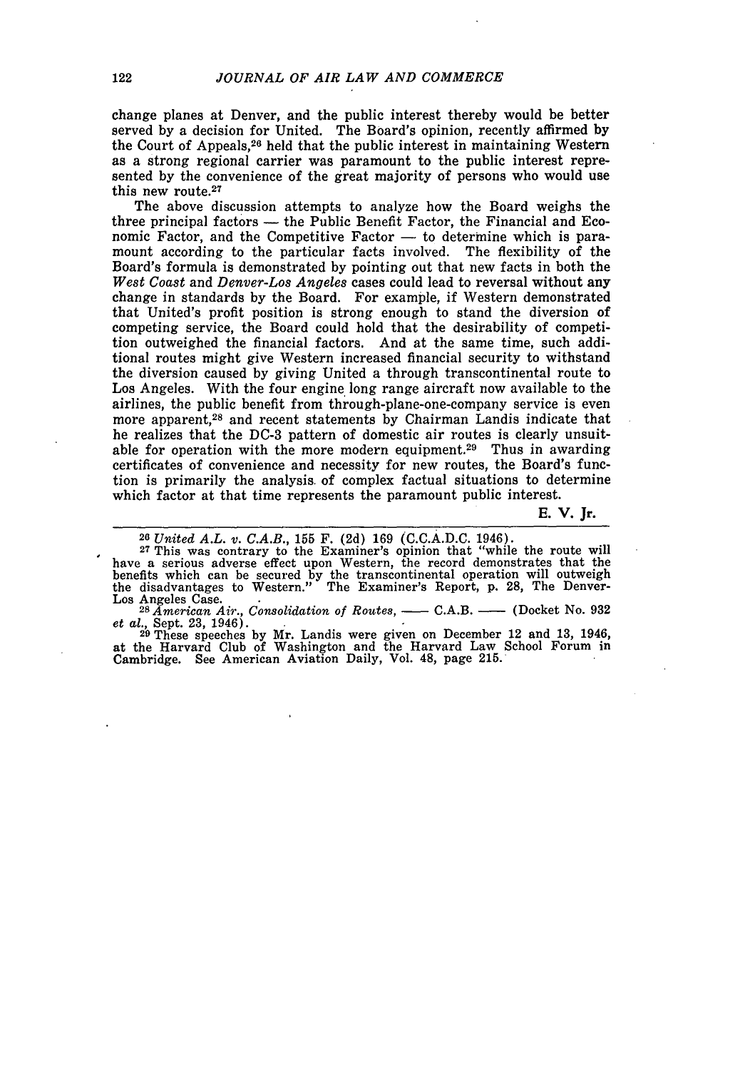change planes at Denver, and the public interest thereby would be better served by a decision for United. The Board's opinion, recently affirmed by the Court of Appeals,[26] held that the public interest in maintaining Western as a strong regional carrier was paramount to the public interest represented by the convenience of the great majority of persons who would use this new route.[27]

The above discussion attempts to analyze how the Board weighs the three principal factors — the Public Benefit Factor, the Financial and Economic Factor, and the Competitive Factor — to determine which is paramount according to the particular facts involved. The flexibility of the Board's formula is demonstrated by pointing out that new facts in both the *West Coast* and *Denver-Los Angeles* cases could lead to reversal without any change in standards by the Board. For example, if Western demonstrated that United's profit position is strong enough to stand the diversion of competing service, the Board could hold that the desirability of competition outweighed the financial factors. And at the same time, such additional routes might give Western increased financial security to withstand the diversion caused by giving United a through transcontinental route to Los Angeles. With the four engine long range aircraft now available to the airlines, the public benefit from through-plane-one-company service is even more apparent,[28] and recent statements by Chairman Landis indicate that he realizes that the DC-3 pattern of domestic air routes is clearly unsuitable for operation with the more modern equipment.[29] Thus in awarding certificates of convenience and necessity for new routes, the Board's function is primarily the analysis of complex factual situations to determine which factor at that time represents the paramount public interest.

E. V. Jr.

---

[26] *United A.L. v. C.A.B.*, 155 F. (2d) 169 (C.C.A.D.C. 1946).

[27] This was contrary to the Examiner's opinion that "while the route will have a serious adverse effect upon Western, the record demonstrates that the benefits which can be secured by the transcontinental operation will outweigh the disadvantages to Western." The Examiner's Report, p. 28, The Denver-Los Angeles Case.

[28] *American Air., Consolidation of Routes*, —— C.A.B. —— (Docket No. 932 *et al.*, Sept. 23, 1946).

[29] These speeches by Mr. Landis were given on December 12 and 13, 1946, at the Harvard Club of Washington and the Harvard Law School Forum in Cambridge. See American Aviation Daily, Vol. 48, page 215.